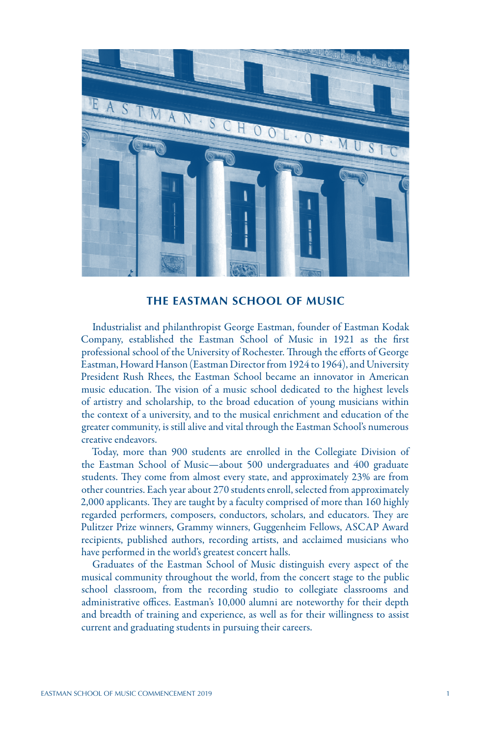# THE EASTMAN SCHOOL OF MUSIC

Industrialist and philanthropist George Eastman, founder of Eastman Kodak Company, established the Eastman School of Music in 1921 as the first professional school of the University of Rochester. Through the efforts of George Eastman, Howard Hanson (Eastman Director from 1924 to 1964), and University President Rush Rhees, the Eastman School became an innovator in American music education. The vision of a music school dedicated to the highest levels of artistry and scholarship, to the broad education of young musicians within the context of a university, and to the musical enrichment and education of the greater community, is still alive and vital through the Eastman School's numerous creative endeavors.

Today, more than 900 students are enrolled in the Collegiate Division of the Eastman School of Music—about 500 undergraduates and 400 graduate students. They come from almost every state, and approximately 23% are from other countries. Each year about 270 students enroll, selected from approximately 2,000 applicants. They are taught by a faculty comprised of more than 160 highly regarded performers, composers, conductors, scholars, and educators. They are Pulitzer Prize winners, Grammy winners, Guggenheim Fellows, ASCAP Award recipients, published authors, recording artists, and acclaimed musicians who have performed in the world's greatest concert halls.

Graduates of the Eastman School of Music distinguish every aspect of the musical community throughout the world, from the concert stage to the public school classroom, from the recording studio to collegiate classrooms and administrative offices. Eastman's 10,000 alumni are noteworthy for their depth and breadth of training and experience, as well as for their willingness to assist current and graduating students in pursuing their careers.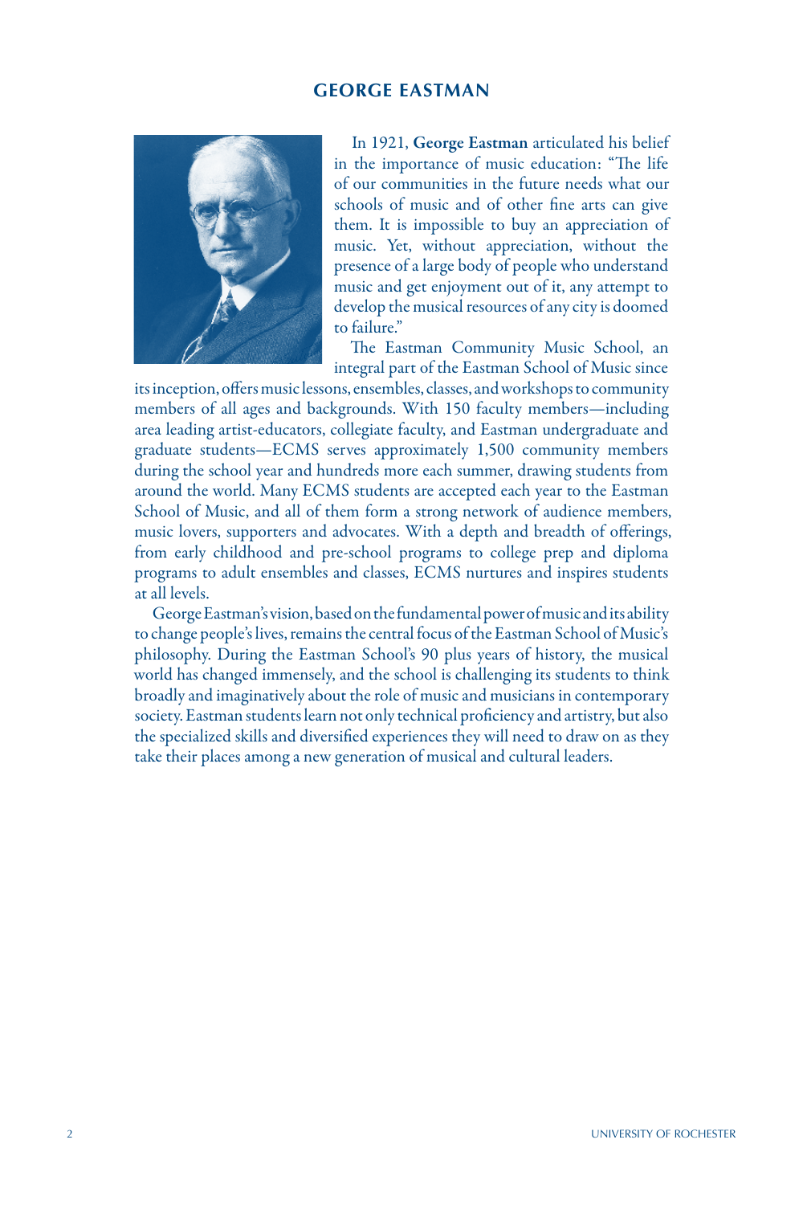## GEORGE EASTMAN

In 1921, **George Eastman** articulated his belief in the importance of music education: "The life of our communities in the future needs what our schools of music and of other fine arts can give them. It is impossible to buy an appreciation of music. Yet, without appreciation, without the presence of a large body of people who understand music and get enjoyment out of it, any attempt to develop the musical resources of any city is doomed to failure."

The Eastman Community Music School, an integral part of the Eastman School of Music since its inception, offers music lessons, ensembles, classes, and workshops to community members of all ages and backgrounds. With 150 faculty members—including area leading artist-educators, collegiate faculty, and Eastman undergraduate and graduate students—ECMS serves approximately 1,500 community members during the school year and hundreds more each summer, drawing students from around the world. Many ECMS students are accepted each year to the Eastman School of Music, and all of them form a strong network of audience members, music lovers, supporters and advocates. With a depth and breadth of offerings, from early childhood and pre-school programs to college prep and diploma programs to adult ensembles and classes, ECMS nurtures and inspires students at all levels.

George Eastman's vision, based on the fundamental power of music and its ability to change people's lives, remains the central focus of the Eastman School of Music's philosophy. During the Eastman School's 90 plus years of history, the musical world has changed immensely, and the school is challenging its students to think broadly and imaginatively about the role of music and musicians in contemporary society. Eastman students learn not only technical proficiency and artistry, but also the specialized skills and diversified experiences they will need to draw on as they take their places among a new generation of musical and cultural leaders.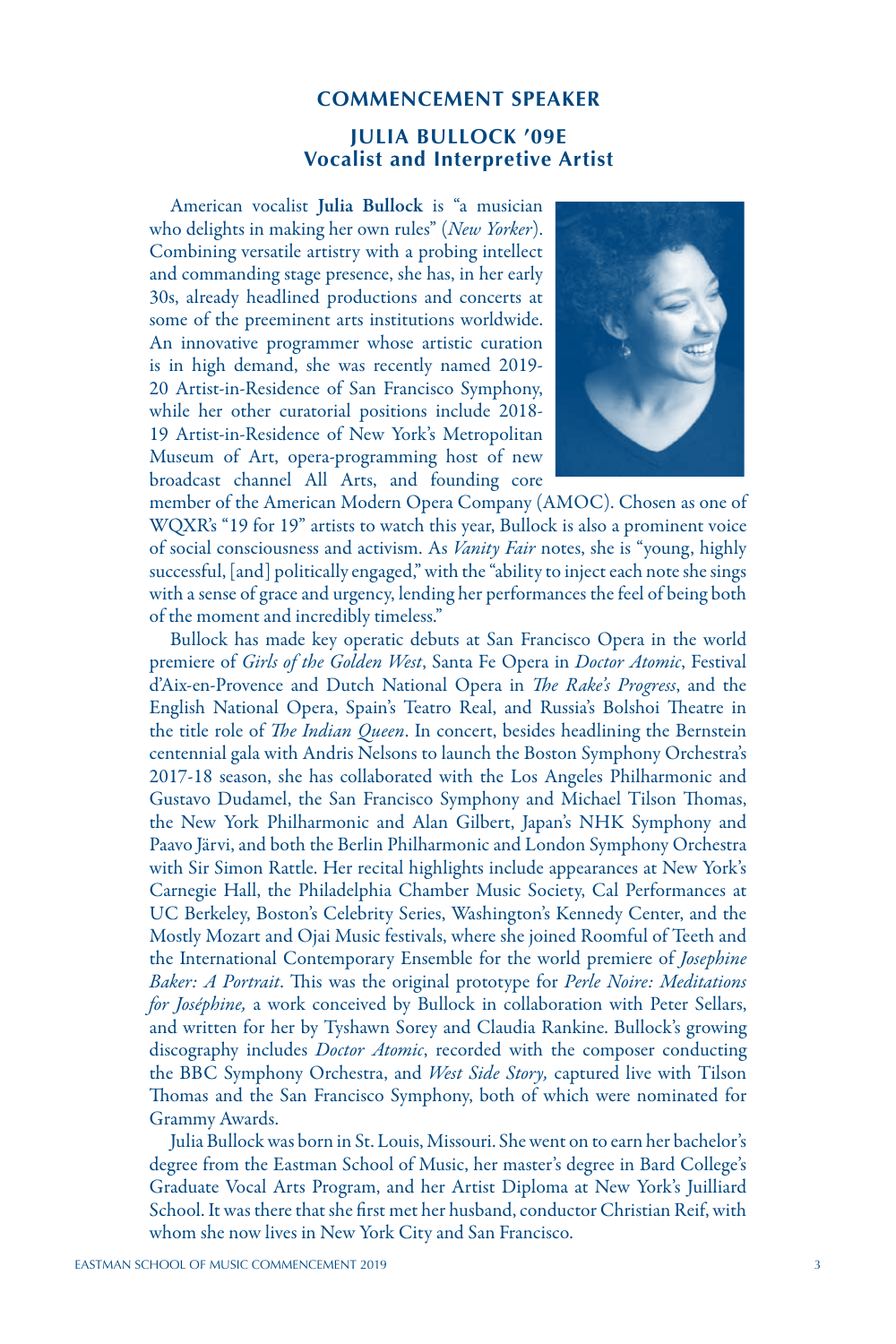## COMMENCEMENT SPEAKER

### JULIA BULLOCK '09E
### Vocalist and Interpretive Artist

American vocalist **Julia Bullock** is "a musician who delights in making her own rules" (*New Yorker*). Combining versatile artistry with a probing intellect and commanding stage presence, she has, in her early 30s, already headlined productions and concerts at some of the preeminent arts institutions worldwide. An innovative programmer whose artistic curation is in high demand, she was recently named 2019-20 Artist-in-Residence of San Francisco Symphony, while her other curatorial positions include 2018-19 Artist-in-Residence of New York's Metropolitan Museum of Art, opera-programming host of new broadcast channel All Arts, and founding core member of the American Modern Opera Company (AMOC). Chosen as one of WQXR's "19 for 19" artists to watch this year, Bullock is also a prominent voice of social consciousness and activism. As *Vanity Fair* notes, she is "young, highly successful, [and] politically engaged," with the "ability to inject each note she sings with a sense of grace and urgency, lending her performances the feel of being both of the moment and incredibly timeless."

Bullock has made key operatic debuts at San Francisco Opera in the world premiere of *Girls of the Golden West*, Santa Fe Opera in *Doctor Atomic*, Festival d'Aix-en-Provence and Dutch National Opera in *The Rake's Progress*, and the English National Opera, Spain's Teatro Real, and Russia's Bolshoi Theatre in the title role of *The Indian Queen*. In concert, besides headlining the Bernstein centennial gala with Andris Nelsons to launch the Boston Symphony Orchestra's 2017-18 season, she has collaborated with the Los Angeles Philharmonic and Gustavo Dudamel, the San Francisco Symphony and Michael Tilson Thomas, the New York Philharmonic and Alan Gilbert, Japan's NHK Symphony and Paavo Järvi, and both the Berlin Philharmonic and London Symphony Orchestra with Sir Simon Rattle. Her recital highlights include appearances at New York's Carnegie Hall, the Philadelphia Chamber Music Society, Cal Performances at UC Berkeley, Boston's Celebrity Series, Washington's Kennedy Center, and the Mostly Mozart and Ojai Music festivals, where she joined Roomful of Teeth and the International Contemporary Ensemble for the world premiere of *Josephine Baker: A Portrait*. This was the original prototype for *Perle Noire: Meditations for Joséphine,* a work conceived by Bullock in collaboration with Peter Sellars, and written for her by Tyshawn Sorey and Claudia Rankine. Bullock's growing discography includes *Doctor Atomic*, recorded with the composer conducting the BBC Symphony Orchestra, and *West Side Story,* captured live with Tilson Thomas and the San Francisco Symphony, both of which were nominated for Grammy Awards.

Julia Bullock was born in St. Louis, Missouri. She went on to earn her bachelor's degree from the Eastman School of Music, her master's degree in Bard College's Graduate Vocal Arts Program, and her Artist Diploma at New York's Juilliard School. It was there that she first met her husband, conductor Christian Reif, with whom she now lives in New York City and San Francisco.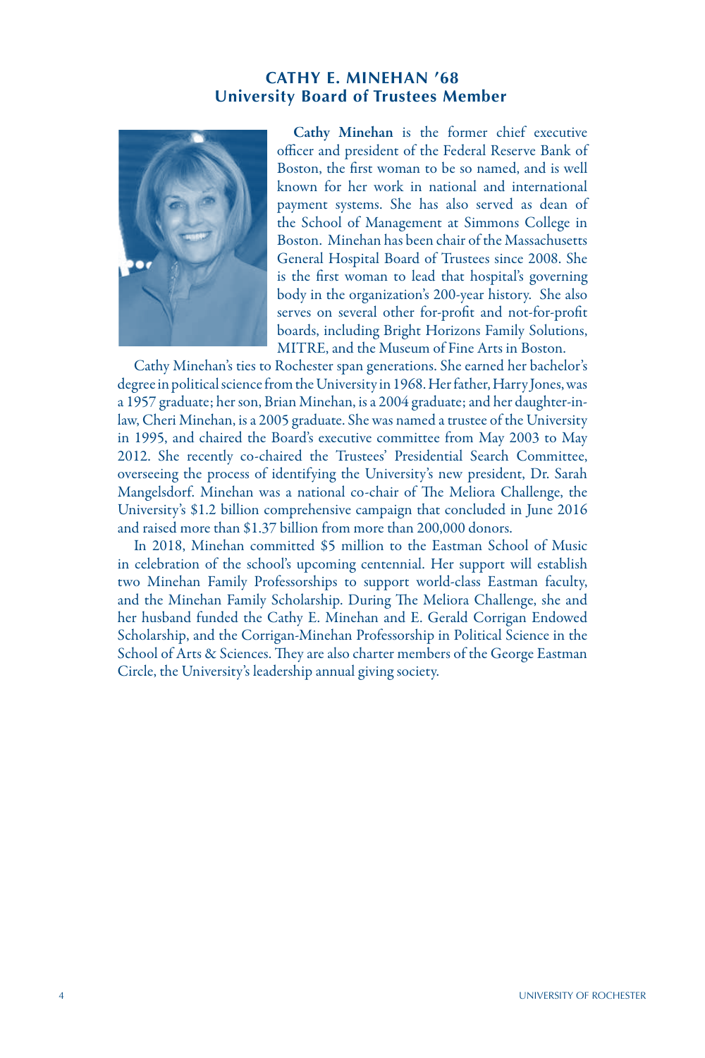## CATHY E. MINEHAN '68
## University Board of Trustees Member

**Cathy Minehan** is the former chief executive officer and president of the Federal Reserve Bank of Boston, the first woman to be so named, and is well known for her work in national and international payment systems. She has also served as dean of the School of Management at Simmons College in Boston. Minehan has been chair of the Massachusetts General Hospital Board of Trustees since 2008. She is the first woman to lead that hospital's governing body in the organization's 200-year history. She also serves on several other for-profit and not-for-profit boards, including Bright Horizons Family Solutions, MITRE, and the Museum of Fine Arts in Boston.

Cathy Minehan's ties to Rochester span generations. She earned her bachelor's degree in political science from the University in 1968. Her father, Harry Jones, was a 1957 graduate; her son, Brian Minehan, is a 2004 graduate; and her daughter-in-law, Cheri Minehan, is a 2005 graduate. She was named a trustee of the University in 1995, and chaired the Board's executive committee from May 2003 to May 2012. She recently co-chaired the Trustees' Presidential Search Committee, overseeing the process of identifying the University's new president, Dr. Sarah Mangelsdorf. Minehan was a national co-chair of The Meliora Challenge, the University's $1.2 billion comprehensive campaign that concluded in June 2016 and raised more than $1.37 billion from more than 200,000 donors.

In 2018, Minehan committed $5 million to the Eastman School of Music in celebration of the school's upcoming centennial. Her support will establish two Minehan Family Professorships to support world-class Eastman faculty, and the Minehan Family Scholarship. During The Meliora Challenge, she and her husband funded the Cathy E. Minehan and E. Gerald Corrigan Endowed Scholarship, and the Corrigan-Minehan Professorship in Political Science in the School of Arts & Sciences. They are also charter members of the George Eastman Circle, the University's leadership annual giving society.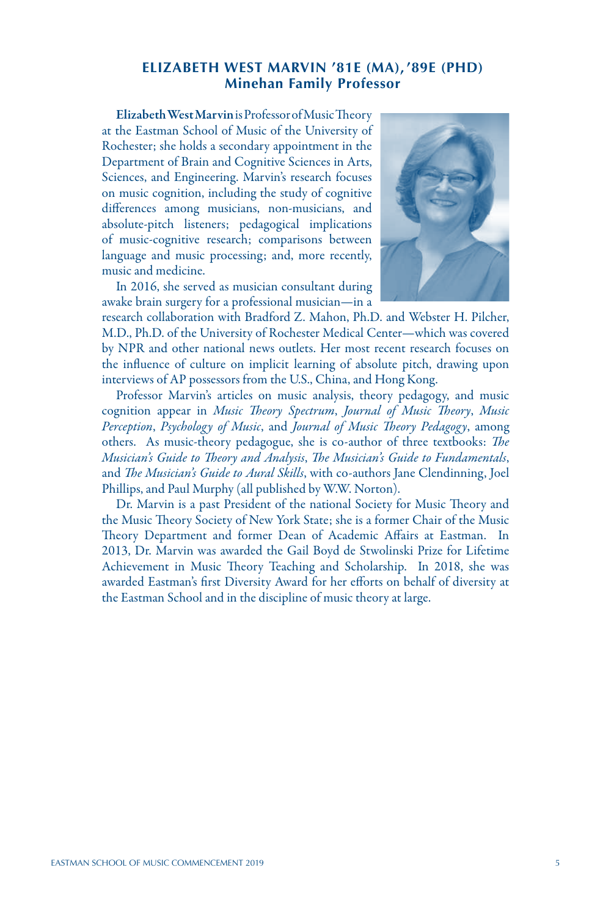## ELIZABETH WEST MARVIN '81E (MA), '89E (PHD)
### Minehan Family Professor

**Elizabeth West Marvin** is Professor of Music Theory at the Eastman School of Music of the University of Rochester; she holds a secondary appointment in the Department of Brain and Cognitive Sciences in Arts, Sciences, and Engineering. Marvin's research focuses on music cognition, including the study of cognitive differences among musicians, non-musicians, and absolute-pitch listeners; pedagogical implications of music-cognitive research; comparisons between language and music processing; and, more recently, music and medicine.

In 2016, she served as musician consultant during awake brain surgery for a professional musician—in a research collaboration with Bradford Z. Mahon, Ph.D. and Webster H. Pilcher, M.D., Ph.D. of the University of Rochester Medical Center—which was covered by NPR and other national news outlets. Her most recent research focuses on the influence of culture on implicit learning of absolute pitch, drawing upon interviews of AP possessors from the U.S., China, and Hong Kong.

Professor Marvin's articles on music analysis, theory pedagogy, and music cognition appear in *Music Theory Spectrum*, *Journal of Music Theory*, *Music Perception*, *Psychology of Music*, and *Journal of Music Theory Pedagogy*, among others. As music-theory pedagogue, she is co-author of three textbooks: *The Musician's Guide to Theory and Analysis*, *The Musician's Guide to Fundamentals*, and *The Musician's Guide to Aural Skills*, with co-authors Jane Clendinning, Joel Phillips, and Paul Murphy (all published by W.W. Norton).

Dr. Marvin is a past President of the national Society for Music Theory and the Music Theory Society of New York State; she is a former Chair of the Music Theory Department and former Dean of Academic Affairs at Eastman. In 2013, Dr. Marvin was awarded the Gail Boyd de Stwolinski Prize for Lifetime Achievement in Music Theory Teaching and Scholarship. In 2018, she was awarded Eastman's first Diversity Award for her efforts on behalf of diversity at the Eastman School and in the discipline of music theory at large.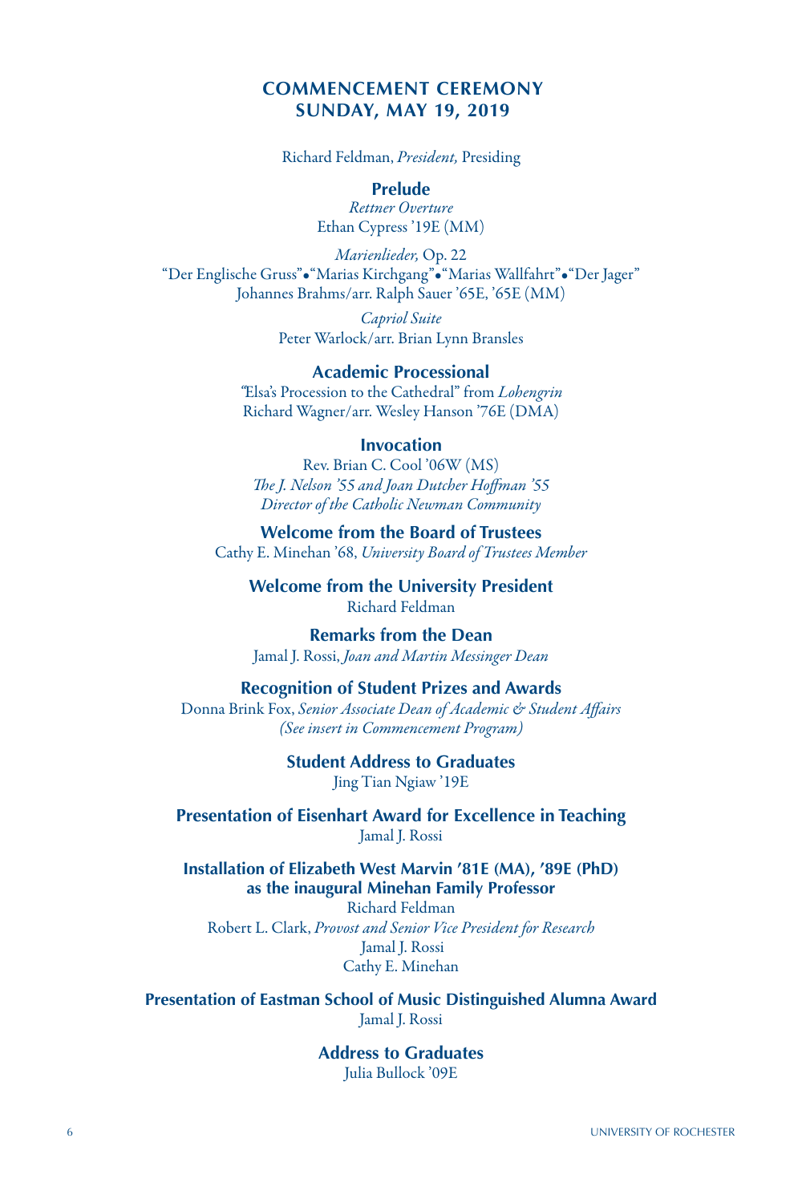## COMMENCEMENT CEREMONY
## SUNDAY, MAY 19, 2019

Richard Feldman, *President,* Presiding

**Prelude**

*Rettner Overture*
Ethan Cypress '19E (MM)

*Marienlieder,* Op. 22
"Der Englische Gruss"•"Marias Kirchgang"•"Marias Wallfahrt"•"Der Jager"
Johannes Brahms/arr. Ralph Sauer '65E, '65E (MM)

*Capriol Suite*
Peter Warlock/arr. Brian Lynn Bransles

**Academic Processional**

"Elsa's Procession to the Cathedral" from *Lohengrin*
Richard Wagner/arr. Wesley Hanson '76E (DMA)

**Invocation**

Rev. Brian C. Cool '06W (MS)
*The J. Nelson '55 and Joan Dutcher Hoffman '55*
*Director of the Catholic Newman Community*

**Welcome from the Board of Trustees**

Cathy E. Minehan '68, *University Board of Trustees Member*

**Welcome from the University President**

Richard Feldman

**Remarks from the Dean**

Jamal J. Rossi, *Joan and Martin Messinger Dean*

**Recognition of Student Prizes and Awards**

Donna Brink Fox, *Senior Associate Dean of Academic & Student Affairs*
*(See insert in Commencement Program)*

**Student Address to Graduates**

Jing Tian Ngiaw '19E

**Presentation of Eisenhart Award for Excellence in Teaching**

Jamal J. Rossi

**Installation of Elizabeth West Marvin '81E (MA), '89E (PhD) as the inaugural Minehan Family Professor**

Richard Feldman
Robert L. Clark, *Provost and Senior Vice President for Research*
Jamal J. Rossi
Cathy E. Minehan

**Presentation of Eastman School of Music Distinguished Alumna Award**

Jamal J. Rossi

**Address to Graduates**

Julia Bullock '09E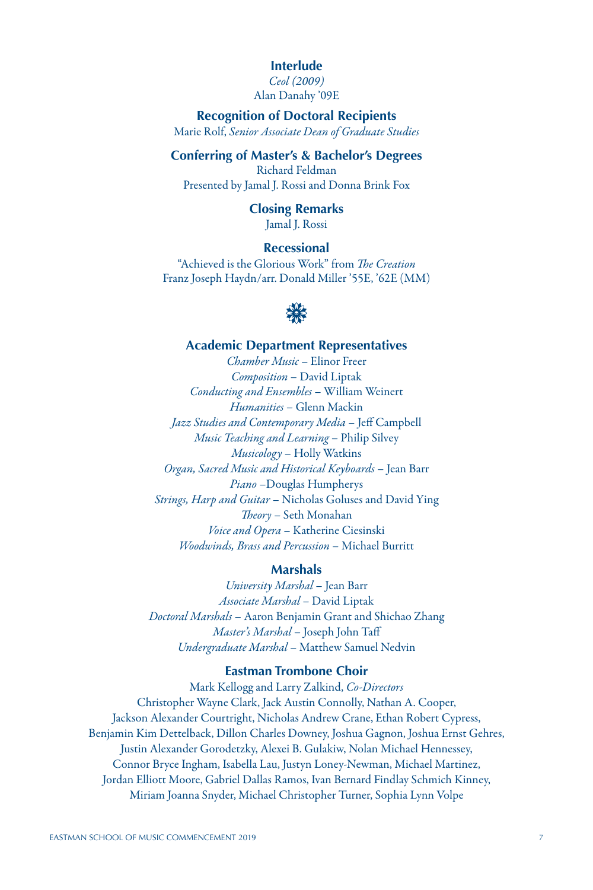### Interlude

*Ceol (2009)*
Alan Danahy '09E

### Recognition of Doctoral Recipients

Marie Rolf, *Senior Associate Dean of Graduate Studies*

### Conferring of Master's & Bachelor's Degrees

Richard Feldman
Presented by Jamal J. Rossi and Donna Brink Fox

### Closing Remarks

Jamal J. Rossi

### Recessional

"Achieved is the Glorious Work" from *The Creation*
Franz Joseph Haydn/arr. Donald Miller '55E, '62E (MM)

### Academic Department Representatives

*Chamber Music* – Elinor Freer
*Composition* – David Liptak
*Conducting and Ensembles* – William Weinert
*Humanities* – Glenn Mackin
*Jazz Studies and Contemporary Media* – Jeff Campbell
*Music Teaching and Learning* – Philip Silvey
*Musicology* – Holly Watkins
*Organ, Sacred Music and Historical Keyboards* – Jean Barr
*Piano* –Douglas Humpherys
*Strings, Harp and Guitar* – Nicholas Goluses and David Ying
*Theory* – Seth Monahan
*Voice and Opera* – Katherine Ciesinski
*Woodwinds, Brass and Percussion* – Michael Burritt

### Marshals

*University Marshal* – Jean Barr
*Associate Marshal* – David Liptak
*Doctoral Marshals* – Aaron Benjamin Grant and Shichao Zhang
*Master's Marshal* – Joseph John Taff
*Undergraduate Marshal* – Matthew Samuel Nedvin

### Eastman Trombone Choir

Mark Kellogg and Larry Zalkind, *Co-Directors*
Christopher Wayne Clark, Jack Austin Connolly, Nathan A. Cooper, Jackson Alexander Courtright, Nicholas Andrew Crane, Ethan Robert Cypress, Benjamin Kim Dettelback, Dillon Charles Downey, Joshua Gagnon, Joshua Ernst Gehres, Justin Alexander Gorodetzky, Alexei B. Gulakiw, Nolan Michael Hennessey, Connor Bryce Ingham, Isabella Lau, Justyn Loney-Newman, Michael Martinez, Jordan Elliott Moore, Gabriel Dallas Ramos, Ivan Bernard Findlay Schmich Kinney, Miriam Joanna Snyder, Michael Christopher Turner, Sophia Lynn Volpe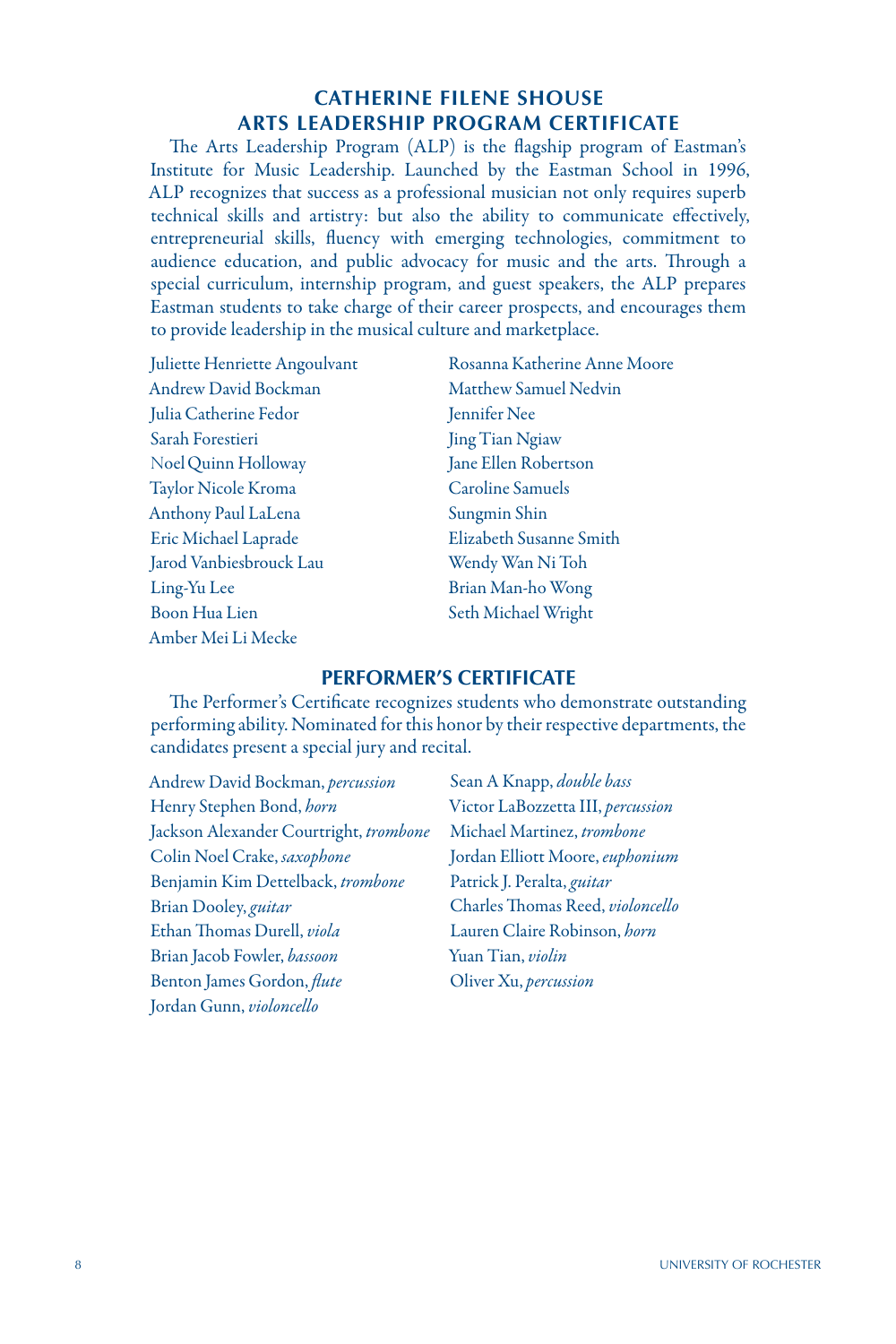## CATHERINE FILENE SHOUSE ARTS LEADERSHIP PROGRAM CERTIFICATE

The Arts Leadership Program (ALP) is the flagship program of Eastman's Institute for Music Leadership. Launched by the Eastman School in 1996, ALP recognizes that success as a professional musician not only requires superb technical skills and artistry: but also the ability to communicate effectively, entrepreneurial skills, fluency with emerging technologies, commitment to audience education, and public advocacy for music and the arts. Through a special curriculum, internship program, and guest speakers, the ALP prepares Eastman students to take charge of their career prospects, and encourages them to provide leadership in the musical culture and marketplace.

Juliette Henriette Angoulvant
Andrew David Bockman
Julia Catherine Fedor
Sarah Forestieri
Noel Quinn Holloway
Taylor Nicole Kroma
Anthony Paul LaLena
Eric Michael Laprade
Jarod Vanbiesbrouck Lau
Ling-Yu Lee
Boon Hua Lien
Amber Mei Li Mecke
Rosanna Katherine Anne Moore
Matthew Samuel Nedvin
Jennifer Nee
Jing Tian Ngiaw
Jane Ellen Robertson
Caroline Samuels
Sungmin Shin
Elizabeth Susanne Smith
Wendy Wan Ni Toh
Brian Man-ho Wong
Seth Michael Wright

## PERFORMER'S CERTIFICATE

The Performer's Certificate recognizes students who demonstrate outstanding performing ability. Nominated for this honor by their respective departments, the candidates present a special jury and recital.

Andrew David Bockman, *percussion*
Henry Stephen Bond, *horn*
Jackson Alexander Courtright, *trombone*
Colin Noel Crake, *saxophone*
Benjamin Kim Dettelback, *trombone*
Brian Dooley, *guitar*
Ethan Thomas Durell, *viola*
Brian Jacob Fowler, *bassoon*
Benton James Gordon, *flute*
Jordan Gunn, *violoncello*
Sean A Knapp, *double bass*
Victor LaBozzetta III, *percussion*
Michael Martinez, *trombone*
Jordan Elliott Moore, *euphonium*
Patrick J. Peralta, *guitar*
Charles Thomas Reed, *violoncello*
Lauren Claire Robinson, *horn*
Yuan Tian, *violin*
Oliver Xu, *percussion*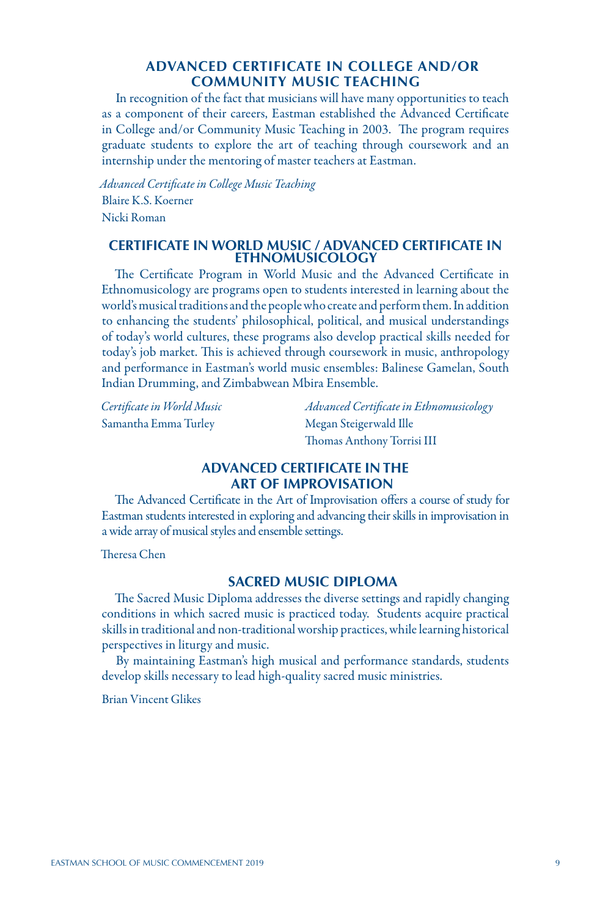## ADVANCED CERTIFICATE IN COLLEGE AND/OR COMMUNITY MUSIC TEACHING

In recognition of the fact that musicians will have many opportunities to teach as a component of their careers, Eastman established the Advanced Certificate in College and/or Community Music Teaching in 2003. The program requires graduate students to explore the art of teaching through coursework and an internship under the mentoring of master teachers at Eastman.

*Advanced Certificate in College Music Teaching*

Blaire K.S. Koerner

Nicki Roman

## CERTIFICATE IN WORLD MUSIC / ADVANCED CERTIFICATE IN ETHNOMUSICOLOGY

The Certificate Program in World Music and the Advanced Certificate in Ethnomusicology are programs open to students interested in learning about the world's musical traditions and the people who create and perform them. In addition to enhancing the students' philosophical, political, and musical understandings of today's world cultures, these programs also develop practical skills needed for today's job market. This is achieved through coursework in music, anthropology and performance in Eastman's world music ensembles: Balinese Gamelan, South Indian Drumming, and Zimbabwean Mbira Ensemble.

*Certificate in World Music*

Samantha Emma Turley

*Advanced Certificate in Ethnomusicology*

Megan Steigerwald Ille

Thomas Anthony Torrisi III

## ADVANCED CERTIFICATE IN THE ART OF IMPROVISATION

The Advanced Certificate in the Art of Improvisation offers a course of study for Eastman students interested in exploring and advancing their skills in improvisation in a wide array of musical styles and ensemble settings.

Theresa Chen

## SACRED MUSIC DIPLOMA

The Sacred Music Diploma addresses the diverse settings and rapidly changing conditions in which sacred music is practiced today. Students acquire practical skills in traditional and non-traditional worship practices, while learning historical perspectives in liturgy and music.

By maintaining Eastman's high musical and performance standards, students develop skills necessary to lead high-quality sacred music ministries.

Brian Vincent Glikes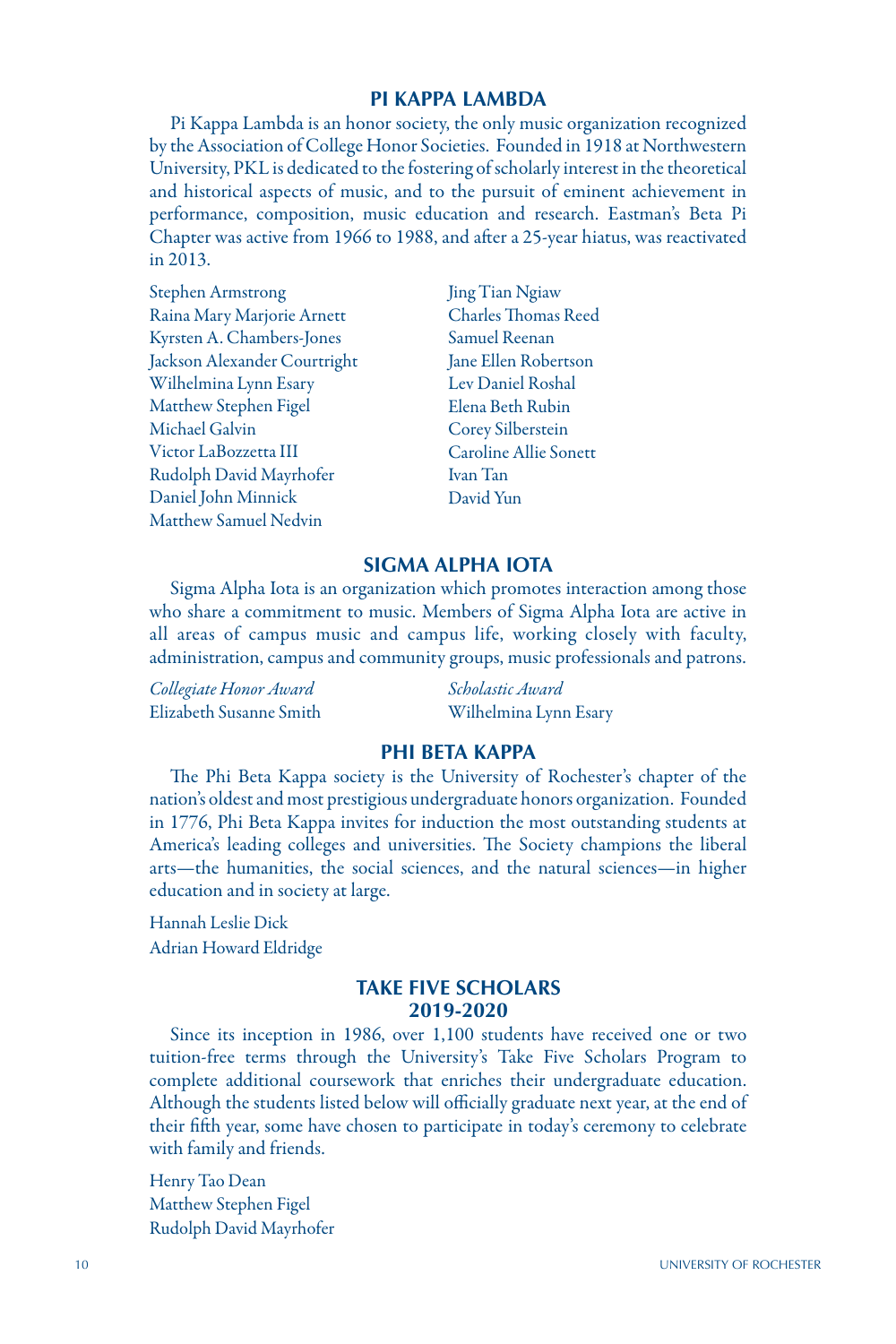## PI KAPPA LAMBDA

Pi Kappa Lambda is an honor society, the only music organization recognized by the Association of College Honor Societies. Founded in 1918 at Northwestern University, PKL is dedicated to the fostering of scholarly interest in the theoretical and historical aspects of music, and to the pursuit of eminent achievement in performance, composition, music education and research. Eastman's Beta Pi Chapter was active from 1966 to 1988, and after a 25-year hiatus, was reactivated in 2013.

Stephen Armstrong
Raina Mary Marjorie Arnett
Kyrsten A. Chambers-Jones
Jackson Alexander Courtright
Wilhelmina Lynn Esary
Matthew Stephen Figel
Michael Galvin
Victor LaBozzetta III
Rudolph David Mayrhofer
Daniel John Minnick
Matthew Samuel Nedvin
Jing Tian Ngiaw
Charles Thomas Reed
Samuel Reenan
Jane Ellen Robertson
Lev Daniel Roshal
Elena Beth Rubin
Corey Silberstein
Caroline Allie Sonett
Ivan Tan
David Yun

## SIGMA ALPHA IOTA

Sigma Alpha Iota is an organization which promotes interaction among those who share a commitment to music. Members of Sigma Alpha Iota are active in all areas of campus music and campus life, working closely with faculty, administration, campus and community groups, music professionals and patrons.

*Collegiate Honor Award*
Elizabeth Susanne Smith

*Scholastic Award*
Wilhelmina Lynn Esary

## PHI BETA KAPPA

The Phi Beta Kappa society is the University of Rochester's chapter of the nation's oldest and most prestigious undergraduate honors organization. Founded in 1776, Phi Beta Kappa invites for induction the most outstanding students at America's leading colleges and universities. The Society champions the liberal arts—the humanities, the social sciences, and the natural sciences—in higher education and in society at large.

Hannah Leslie Dick
Adrian Howard Eldridge

## TAKE FIVE SCHOLARS 2019-2020

Since its inception in 1986, over 1,100 students have received one or two tuition-free terms through the University's Take Five Scholars Program to complete additional coursework that enriches their undergraduate education. Although the students listed below will officially graduate next year, at the end of their fifth year, some have chosen to participate in today's ceremony to celebrate with family and friends.

Henry Tao Dean
Matthew Stephen Figel
Rudolph David Mayrhofer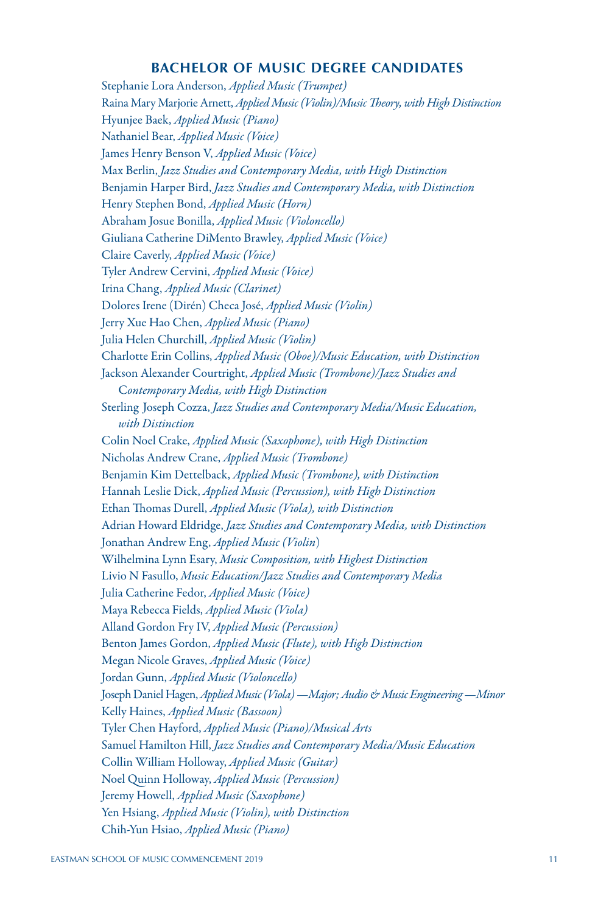## BACHELOR OF MUSIC DEGREE CANDIDATES

Stephanie Lora Anderson, *Applied Music (Trumpet)*
Raina Mary Marjorie Arnett, *Applied Music (Violin)/Music Theory, with High Distinction*
Hyunjee Baek, *Applied Music (Piano)*
Nathaniel Bear, *Applied Music (Voice)*
James Henry Benson V, *Applied Music (Voice)*
Max Berlin, *Jazz Studies and Contemporary Media, with High Distinction*
Benjamin Harper Bird, *Jazz Studies and Contemporary Media, with Distinction*
Henry Stephen Bond, *Applied Music (Horn)*
Abraham Josue Bonilla, *Applied Music (Violoncello)*
Giuliana Catherine DiMento Brawley, *Applied Music (Voice)*
Claire Caverly, *Applied Music (Voice)*
Tyler Andrew Cervini, *Applied Music (Voice)*
Irina Chang, *Applied Music (Clarinet)*
Dolores Irene (Dirén) Checa José, *Applied Music (Violin)*
Jerry Xue Hao Chen, *Applied Music (Piano)*
Julia Helen Churchill, *Applied Music (Violin)*
Charlotte Erin Collins, *Applied Music (Oboe)/Music Education, with Distinction*
Jackson Alexander Courtright, *Applied Music (Trombone)/Jazz Studies and Contemporary Media, with High Distinction*
Sterling Joseph Cozza, *Jazz Studies and Contemporary Media/Music Education, with Distinction*
Colin Noel Crake, *Applied Music (Saxophone), with High Distinction*
Nicholas Andrew Crane, *Applied Music (Trombone)*
Benjamin Kim Dettelback, *Applied Music (Trombone), with Distinction*
Hannah Leslie Dick, *Applied Music (Percussion), with High Distinction*
Ethan Thomas Durell, *Applied Music (Viola), with Distinction*
Adrian Howard Eldridge, *Jazz Studies and Contemporary Media, with Distinction*
Jonathan Andrew Eng, *Applied Music (Violin)*
Wilhelmina Lynn Esary, *Music Composition, with Highest Distinction*
Livio N Fasullo, *Music Education/Jazz Studies and Contemporary Media*
Julia Catherine Fedor, *Applied Music (Voice)*
Maya Rebecca Fields, *Applied Music (Viola)*
Alland Gordon Fry IV, *Applied Music (Percussion)*
Benton James Gordon, *Applied Music (Flute), with High Distinction*
Megan Nicole Graves, *Applied Music (Voice)*
Jordan Gunn, *Applied Music (Violoncello)*
Joseph Daniel Hagen, *Applied Music (Viola) —Major; Audio & Music Engineering —Minor*
Kelly Haines, *Applied Music (Bassoon)*
Tyler Chen Hayford, *Applied Music (Piano)/Musical Arts*
Samuel Hamilton Hill, *Jazz Studies and Contemporary Media/Music Education*
Collin William Holloway, *Applied Music (Guitar)*
Noel Quinn Holloway, *Applied Music (Percussion)*
Jeremy Howell, *Applied Music (Saxophone)*
Yen Hsiang, *Applied Music (Violin), with Distinction*
Chih-Yun Hsiao, *Applied Music (Piano)*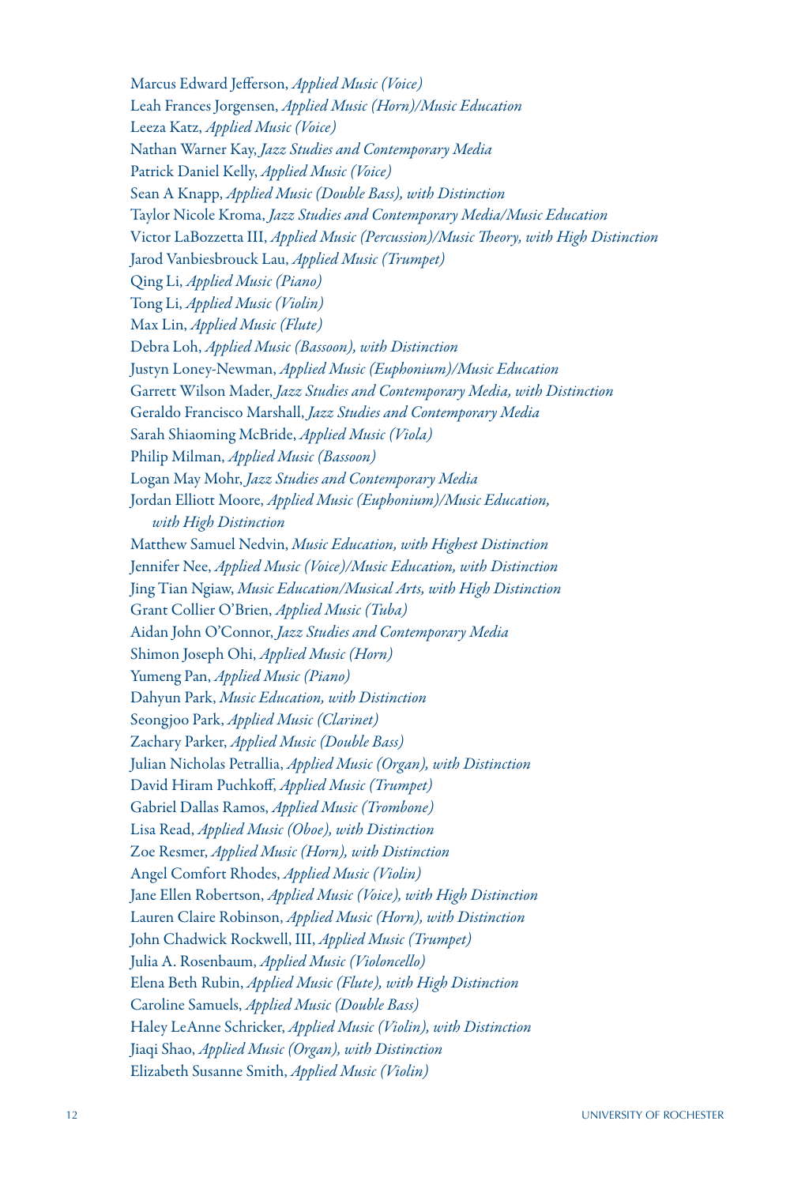Marcus Edward Jefferson, *Applied Music (Voice)*
Leah Frances Jorgensen, *Applied Music (Horn)/Music Education*
Leeza Katz, *Applied Music (Voice)*
Nathan Warner Kay, *Jazz Studies and Contemporary Media*
Patrick Daniel Kelly, *Applied Music (Voice)*
Sean A Knapp, *Applied Music (Double Bass), with Distinction*
Taylor Nicole Kroma, *Jazz Studies and Contemporary Media/Music Education*
Victor LaBozzetta III, *Applied Music (Percussion)/Music Theory, with High Distinction*
Jarod Vanbiesbrouck Lau, *Applied Music (Trumpet)*
Qing Li, *Applied Music (Piano)*
Tong Li, *Applied Music (Violin)*
Max Lin, *Applied Music (Flute)*
Debra Loh, *Applied Music (Bassoon), with Distinction*
Justyn Loney-Newman, *Applied Music (Euphonium)/Music Education*
Garrett Wilson Mader, *Jazz Studies and Contemporary Media, with Distinction*
Geraldo Francisco Marshall, *Jazz Studies and Contemporary Media*
Sarah Shiaoming McBride, *Applied Music (Viola)*
Philip Milman, *Applied Music (Bassoon)*
Logan May Mohr, *Jazz Studies and Contemporary Media*
Jordan Elliott Moore, *Applied Music (Euphonium)/Music Education, with High Distinction*
Matthew Samuel Nedvin, *Music Education, with Highest Distinction*
Jennifer Nee, *Applied Music (Voice)/Music Education, with Distinction*
Jing Tian Ngiaw, *Music Education/Musical Arts, with High Distinction*
Grant Collier O'Brien, *Applied Music (Tuba)*
Aidan John O'Connor, *Jazz Studies and Contemporary Media*
Shimon Joseph Ohi, *Applied Music (Horn)*
Yumeng Pan, *Applied Music (Piano)*
Dahyun Park, *Music Education, with Distinction*
Seongjoo Park, *Applied Music (Clarinet)*
Zachary Parker, *Applied Music (Double Bass)*
Julian Nicholas Petrallia, *Applied Music (Organ), with Distinction*
David Hiram Puchkoff, *Applied Music (Trumpet)*
Gabriel Dallas Ramos, *Applied Music (Trombone)*
Lisa Read, *Applied Music (Oboe), with Distinction*
Zoe Resmer, *Applied Music (Horn), with Distinction*
Angel Comfort Rhodes, *Applied Music (Violin)*
Jane Ellen Robertson, *Applied Music (Voice), with High Distinction*
Lauren Claire Robinson, *Applied Music (Horn), with Distinction*
John Chadwick Rockwell, III, *Applied Music (Trumpet)*
Julia A. Rosenbaum, *Applied Music (Violoncello)*
Elena Beth Rubin, *Applied Music (Flute), with High Distinction*
Caroline Samuels, *Applied Music (Double Bass)*
Haley LeAnne Schricker, *Applied Music (Violin), with Distinction*
Jiaqi Shao, *Applied Music (Organ), with Distinction*
Elizabeth Susanne Smith, *Applied Music (Violin)*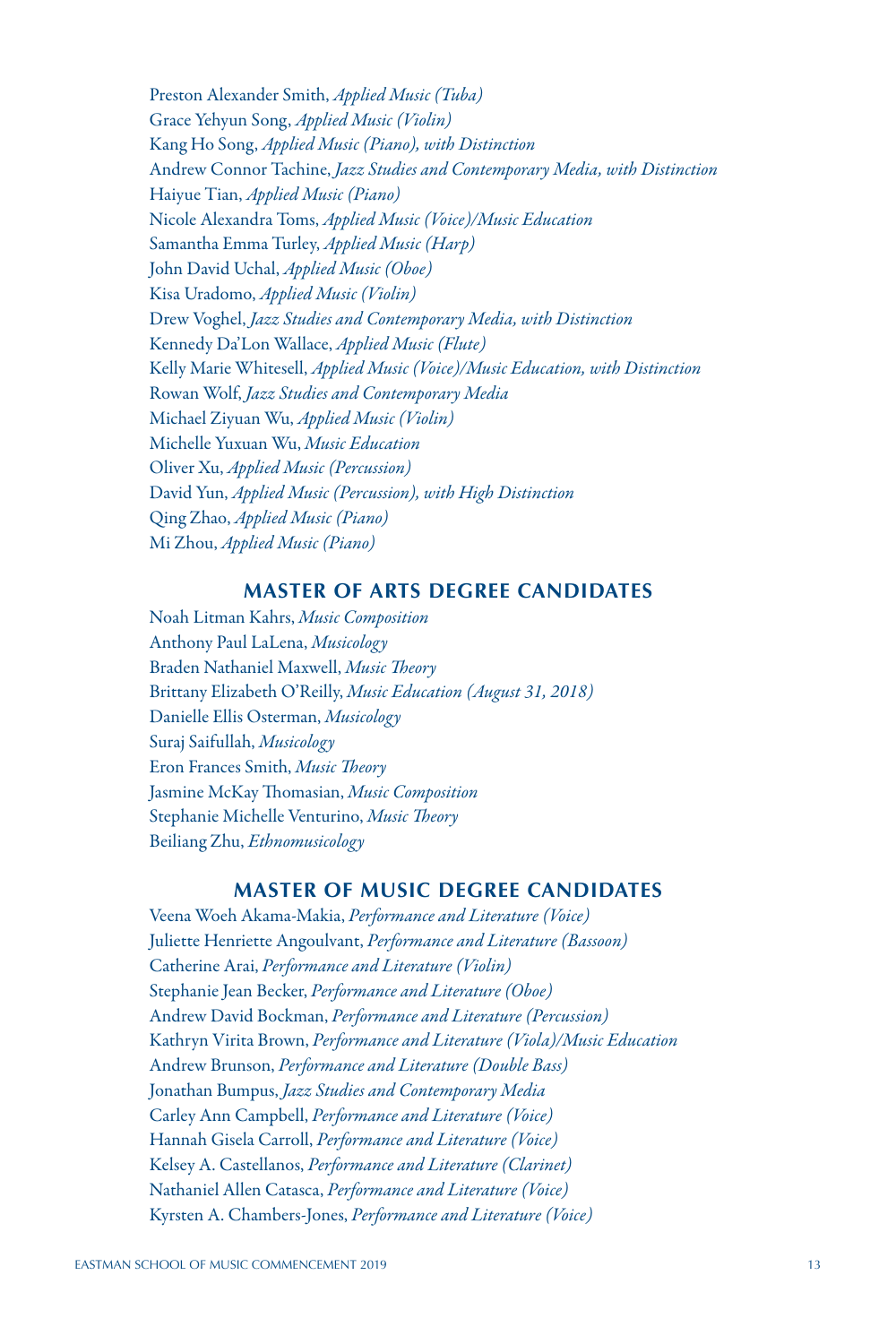Preston Alexander Smith, *Applied Music (Tuba)*
Grace Yehyun Song, *Applied Music (Violin)*
Kang Ho Song, *Applied Music (Piano), with Distinction*
Andrew Connor Tachine, *Jazz Studies and Contemporary Media, with Distinction*
Haiyue Tian, *Applied Music (Piano)*
Nicole Alexandra Toms, *Applied Music (Voice)/Music Education*
Samantha Emma Turley, *Applied Music (Harp)*
John David Uchal, *Applied Music (Oboe)*
Kisa Uradomo, *Applied Music (Violin)*
Drew Voghel, *Jazz Studies and Contemporary Media, with Distinction*
Kennedy Da'Lon Wallace, *Applied Music (Flute)*
Kelly Marie Whitesell, *Applied Music (Voice)/Music Education, with Distinction*
Rowan Wolf, *Jazz Studies and Contemporary Media*
Michael Ziyuan Wu, *Applied Music (Violin)*
Michelle Yuxuan Wu, *Music Education*
Oliver Xu, *Applied Music (Percussion)*
David Yun, *Applied Music (Percussion), with High Distinction*
Qing Zhao, *Applied Music (Piano)*
Mi Zhou, *Applied Music (Piano)*

## MASTER OF ARTS DEGREE CANDIDATES

Noah Litman Kahrs, *Music Composition*
Anthony Paul LaLena, *Musicology*
Braden Nathaniel Maxwell, *Music Theory*
Brittany Elizabeth O'Reilly, *Music Education (August 31, 2018)*
Danielle Ellis Osterman, *Musicology*
Suraj Saifullah, *Musicology*
Eron Frances Smith, *Music Theory*
Jasmine McKay Thomasian, *Music Composition*
Stephanie Michelle Venturino, *Music Theory*
Beiliang Zhu, *Ethnomusicology*

## MASTER OF MUSIC DEGREE CANDIDATES

Veena Woeh Akama-Makia, *Performance and Literature (Voice)*
Juliette Henriette Angoulvant, *Performance and Literature (Bassoon)*
Catherine Arai, *Performance and Literature (Violin)*
Stephanie Jean Becker, *Performance and Literature (Oboe)*
Andrew David Bockman, *Performance and Literature (Percussion)*
Kathryn Virita Brown, *Performance and Literature (Viola)/Music Education*
Andrew Brunson, *Performance and Literature (Double Bass)*
Jonathan Bumpus, *Jazz Studies and Contemporary Media*
Carley Ann Campbell, *Performance and Literature (Voice)*
Hannah Gisela Carroll, *Performance and Literature (Voice)*
Kelsey A. Castellanos, *Performance and Literature (Clarinet)*
Nathaniel Allen Catasca, *Performance and Literature (Voice)*
Kyrsten A. Chambers-Jones, *Performance and Literature (Voice)*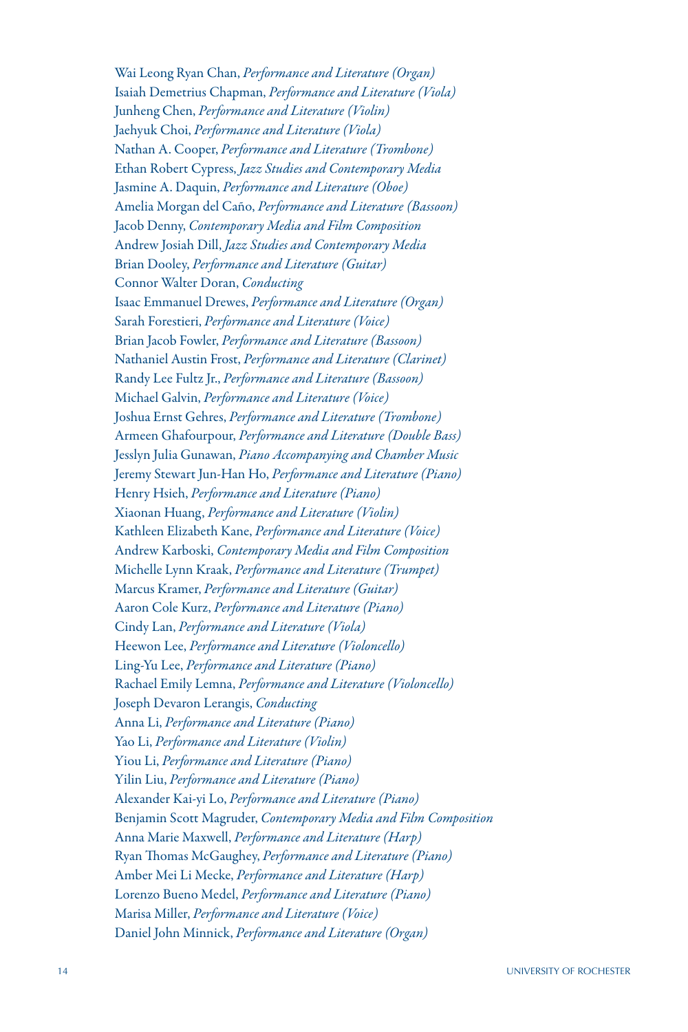Wai Leong Ryan Chan, *Performance and Literature (Organ)*
Isaiah Demetrius Chapman, *Performance and Literature (Viola)*
Junheng Chen, *Performance and Literature (Violin)*
Jaehyuk Choi, *Performance and Literature (Viola)*
Nathan A. Cooper, *Performance and Literature (Trombone)*
Ethan Robert Cypress, *Jazz Studies and Contemporary Media*
Jasmine A. Daquin, *Performance and Literature (Oboe)*
Amelia Morgan del Caño, *Performance and Literature (Bassoon)*
Jacob Denny, *Contemporary Media and Film Composition*
Andrew Josiah Dill, *Jazz Studies and Contemporary Media*
Brian Dooley, *Performance and Literature (Guitar)*
Connor Walter Doran, *Conducting*
Isaac Emmanuel Drewes, *Performance and Literature (Organ)*
Sarah Forestieri, *Performance and Literature (Voice)*
Brian Jacob Fowler, *Performance and Literature (Bassoon)*
Nathaniel Austin Frost, *Performance and Literature (Clarinet)*
Randy Lee Fultz Jr., *Performance and Literature (Bassoon)*
Michael Galvin, *Performance and Literature (Voice)*
Joshua Ernst Gehres, *Performance and Literature (Trombone)*
Armeen Ghafourpour, *Performance and Literature (Double Bass)*
Jesslyn Julia Gunawan, *Piano Accompanying and Chamber Music*
Jeremy Stewart Jun-Han Ho, *Performance and Literature (Piano)*
Henry Hsieh, *Performance and Literature (Piano)*
Xiaonan Huang, *Performance and Literature (Violin)*
Kathleen Elizabeth Kane, *Performance and Literature (Voice)*
Andrew Karboski, *Contemporary Media and Film Composition*
Michelle Lynn Kraak, *Performance and Literature (Trumpet)*
Marcus Kramer, *Performance and Literature (Guitar)*
Aaron Cole Kurz, *Performance and Literature (Piano)*
Cindy Lan, *Performance and Literature (Viola)*
Heewon Lee, *Performance and Literature (Violoncello)*
Ling-Yu Lee, *Performance and Literature (Piano)*
Rachael Emily Lemna, *Performance and Literature (Violoncello)*
Joseph Devaron Lerangis, *Conducting*
Anna Li, *Performance and Literature (Piano)*
Yao Li, *Performance and Literature (Violin)*
Yiou Li, *Performance and Literature (Piano)*
Yilin Liu, *Performance and Literature (Piano)*
Alexander Kai-yi Lo, *Performance and Literature (Piano)*
Benjamin Scott Magruder, *Contemporary Media and Film Composition*
Anna Marie Maxwell, *Performance and Literature (Harp)*
Ryan Thomas McGaughey, *Performance and Literature (Piano)*
Amber Mei Li Mecke, *Performance and Literature (Harp)*
Lorenzo Bueno Medel, *Performance and Literature (Piano)*
Marisa Miller, *Performance and Literature (Voice)*
Daniel John Minnick, *Performance and Literature (Organ)*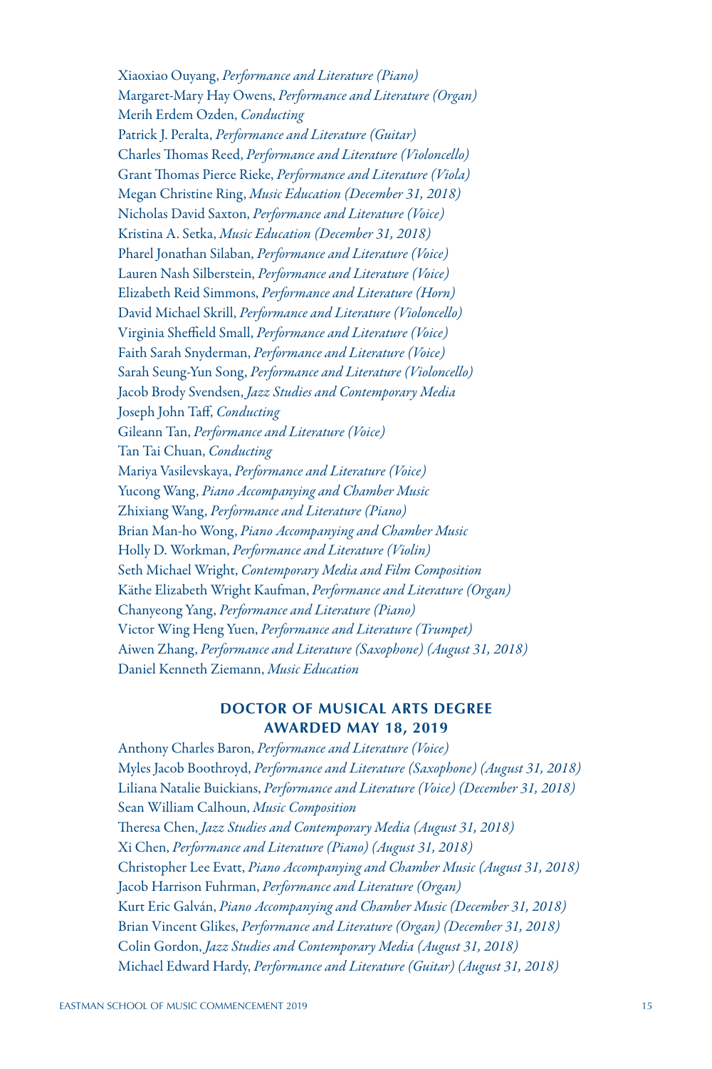Xiaoxiao Ouyang, *Performance and Literature (Piano)*
Margaret-Mary Hay Owens, *Performance and Literature (Organ)*
Merih Erdem Ozden, *Conducting*
Patrick J. Peralta, *Performance and Literature (Guitar)*
Charles Thomas Reed, *Performance and Literature (Violoncello)*
Grant Thomas Pierce Rieke, *Performance and Literature (Viola)*
Megan Christine Ring, *Music Education (December 31, 2018)*
Nicholas David Saxton, *Performance and Literature (Voice)*
Kristina A. Setka, *Music Education (December 31, 2018)*
Pharel Jonathan Silaban, *Performance and Literature (Voice)*
Lauren Nash Silberstein, *Performance and Literature (Voice)*
Elizabeth Reid Simmons, *Performance and Literature (Horn)*
David Michael Skrill, *Performance and Literature (Violoncello)*
Virginia Sheffield Small, *Performance and Literature (Voice)*
Faith Sarah Snyderman, *Performance and Literature (Voice)*
Sarah Seung-Yun Song, *Performance and Literature (Violoncello)*
Jacob Brody Svendsen, *Jazz Studies and Contemporary Media*
Joseph John Taff, *Conducting*
Gileann Tan, *Performance and Literature (Voice)*
Tan Tai Chuan, *Conducting*
Mariya Vasilevskaya, *Performance and Literature (Voice)*
Yucong Wang, *Piano Accompanying and Chamber Music*
Zhixiang Wang, *Performance and Literature (Piano)*
Brian Man-ho Wong, *Piano Accompanying and Chamber Music*
Holly D. Workman, *Performance and Literature (Violin)*
Seth Michael Wright, *Contemporary Media and Film Composition*
Käthe Elizabeth Wright Kaufman, *Performance and Literature (Organ)*
Chanyeong Yang, *Performance and Literature (Piano)*
Victor Wing Heng Yuen, *Performance and Literature (Trumpet)*
Aiwen Zhang, *Performance and Literature (Saxophone) (August 31, 2018)*
Daniel Kenneth Ziemann, *Music Education*

## DOCTOR OF MUSICAL ARTS DEGREE AWARDED MAY 18, 2019

Anthony Charles Baron, *Performance and Literature (Voice)*
Myles Jacob Boothroyd, *Performance and Literature (Saxophone) (August 31, 2018)*
Liliana Natalie Buickians, *Performance and Literature (Voice) (December 31, 2018)*
Sean William Calhoun, *Music Composition*
Theresa Chen, *Jazz Studies and Contemporary Media (August 31, 2018)*
Xi Chen, *Performance and Literature (Piano) (August 31, 2018)*
Christopher Lee Evatt, *Piano Accompanying and Chamber Music (August 31, 2018)*
Jacob Harrison Fuhrman, *Performance and Literature (Organ)*
Kurt Eric Galván, *Piano Accompanying and Chamber Music (December 31, 2018)*
Brian Vincent Glikes, *Performance and Literature (Organ) (December 31, 2018)*
Colin Gordon, *Jazz Studies and Contemporary Media (August 31, 2018)*
Michael Edward Hardy, *Performance and Literature (Guitar) (August 31, 2018)*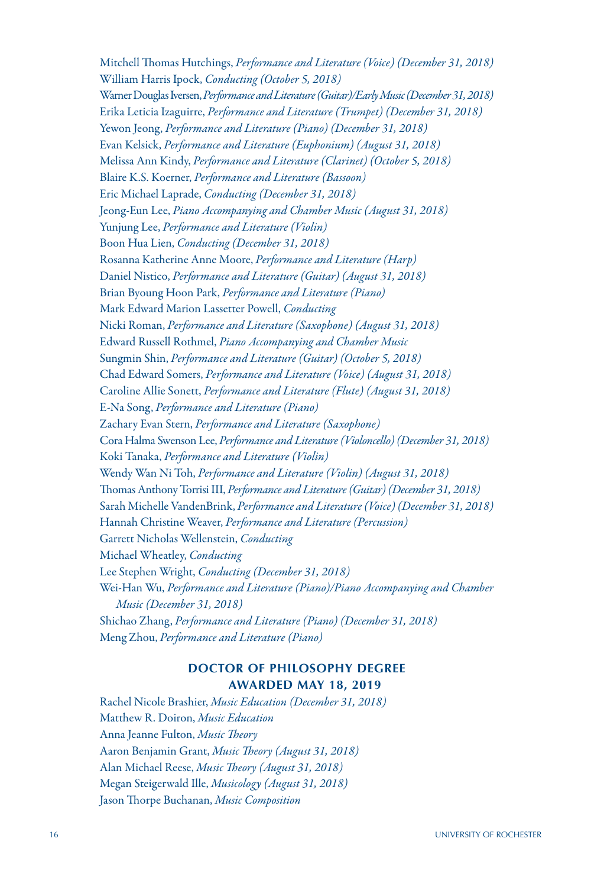Mitchell Thomas Hutchings, *Performance and Literature (Voice) (December 31, 2018)*
William Harris Ipock, *Conducting (October 5, 2018)*
Warner Douglas Iversen, *Performance and Literature (Guitar)/Early Music (December 31, 2018)*
Erika Leticia Izaguirre, *Performance and Literature (Trumpet) (December 31, 2018)*
Yewon Jeong, *Performance and Literature (Piano) (December 31, 2018)*
Evan Kelsick, *Performance and Literature (Euphonium) (August 31, 2018)*
Melissa Ann Kindy, *Performance and Literature (Clarinet) (October 5, 2018)*
Blaire K.S. Koerner, *Performance and Literature (Bassoon)*
Eric Michael Laprade, *Conducting (December 31, 2018)*
Jeong-Eun Lee, *Piano Accompanying and Chamber Music (August 31, 2018)*
Yunjung Lee, *Performance and Literature (Violin)*
Boon Hua Lien, *Conducting (December 31, 2018)*
Rosanna Katherine Anne Moore, *Performance and Literature (Harp)*
Daniel Nistico, *Performance and Literature (Guitar) (August 31, 2018)*
Brian Byoung Hoon Park, *Performance and Literature (Piano)*
Mark Edward Marion Lassetter Powell, *Conducting*
Nicki Roman, *Performance and Literature (Saxophone) (August 31, 2018)*
Edward Russell Rothmel, *Piano Accompanying and Chamber Music*
Sungmin Shin, *Performance and Literature (Guitar) (October 5, 2018)*
Chad Edward Somers, *Performance and Literature (Voice) (August 31, 2018)*
Caroline Allie Sonett, *Performance and Literature (Flute) (August 31, 2018)*
E-Na Song, *Performance and Literature (Piano)*
Zachary Evan Stern, *Performance and Literature (Saxophone)*
Cora Halma Swenson Lee, *Performance and Literature (Violoncello) (December 31, 2018)*
Koki Tanaka, *Performance and Literature (Violin)*
Wendy Wan Ni Toh, *Performance and Literature (Violin) (August 31, 2018)*
Thomas Anthony Torrisi III, *Performance and Literature (Guitar) (December 31, 2018)*
Sarah Michelle VandenBrink, *Performance and Literature (Voice) (December 31, 2018)*
Hannah Christine Weaver, *Performance and Literature (Percussion)*
Garrett Nicholas Wellenstein, *Conducting*
Michael Wheatley, *Conducting*
Lee Stephen Wright, *Conducting (December 31, 2018)*
Wei-Han Wu, *Performance and Literature (Piano)/Piano Accompanying and Chamber Music (December 31, 2018)*
Shichao Zhang, *Performance and Literature (Piano) (December 31, 2018)*
Meng Zhou, *Performance and Literature (Piano)*

## DOCTOR OF PHILOSOPHY DEGREE AWARDED MAY 18, 2019

Rachel Nicole Brashier, *Music Education (December 31, 2018)*
Matthew R. Doiron, *Music Education*
Anna Jeanne Fulton, *Music Theory*
Aaron Benjamin Grant, *Music Theory (August 31, 2018)*
Alan Michael Reese, *Music Theory (August 31, 2018)*
Megan Steigerwald Ille, *Musicology (August 31, 2018)*
Jason Thorpe Buchanan, *Music Composition*